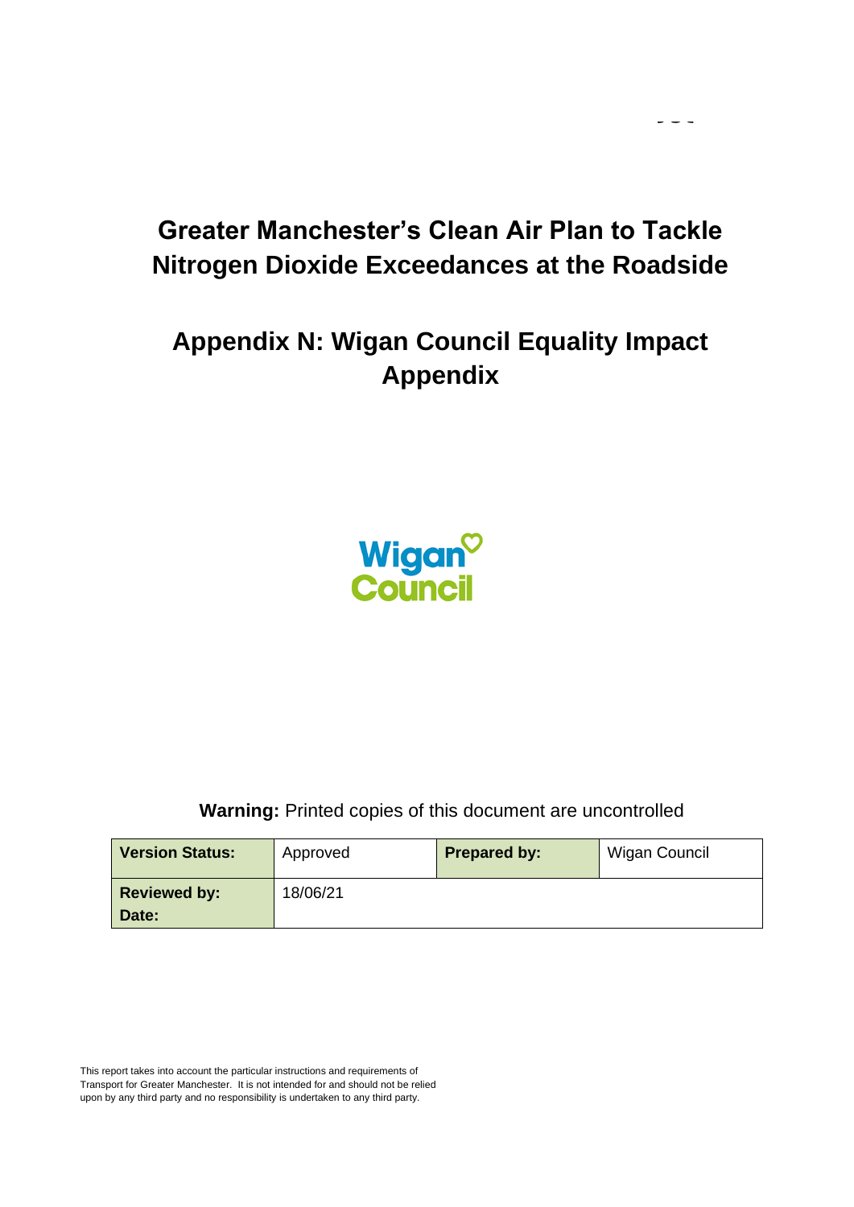# Greater Manchester's Clean Air Plan to Tackle Nitrogen Dioxide Exceedances at the Roadside

## Appendix N: Wigan Council Equality Impact Appendix

**Warning:** Printed copies of this document are uncontrolled

| **Version Status:** | Approved | **Prepared by:** | Wigan Council |
|---|---|---|---|
| **Reviewed by: Date:** | 18/06/21 | | |

This report takes into account the particular instructions and requirements of Transport for Greater Manchester. It is not intended for and should not be relied upon by any third party and no responsibility is undertaken to any third party.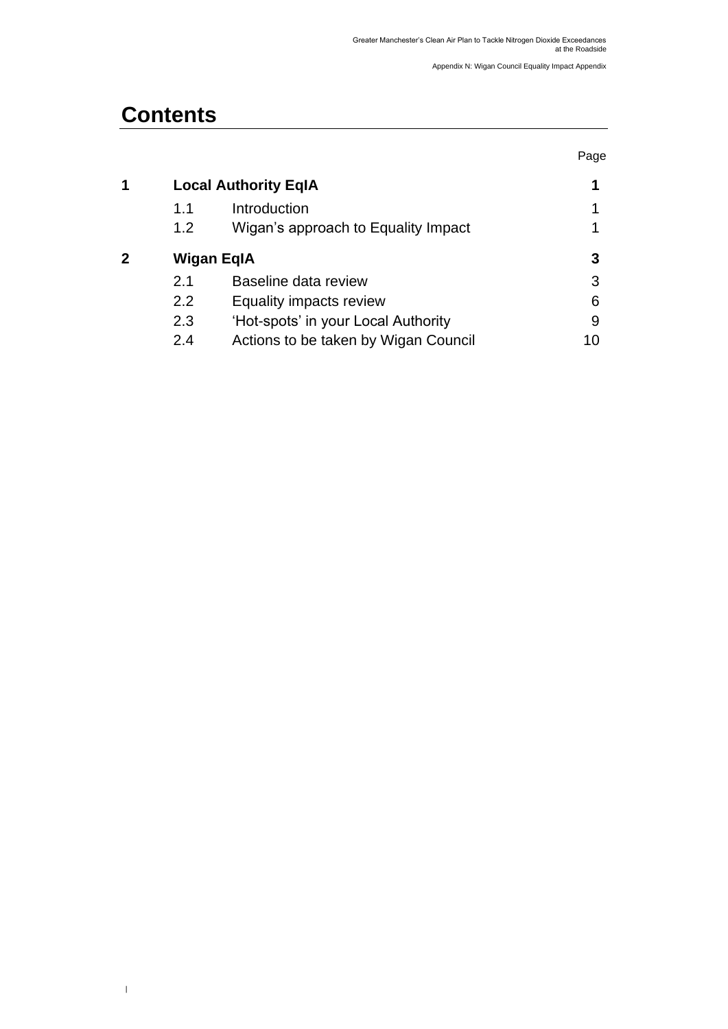# Contents

| | | | Page |
|---|---|---|---|
| **1** | **Local Authority EqIA** | | **1** |
| | 1.1 | Introduction | 1 |
| | 1.2 | Wigan's approach to Equality Impact | 1 |
| **2** | **Wigan EqIA** | | **3** |
| | 2.1 | Baseline data review | 3 |
| | 2.2 | Equality impacts review | 6 |
| | 2.3 | 'Hot-spots' in your Local Authority | 9 |
| | 2.4 | Actions to be taken by Wigan Council | 10 |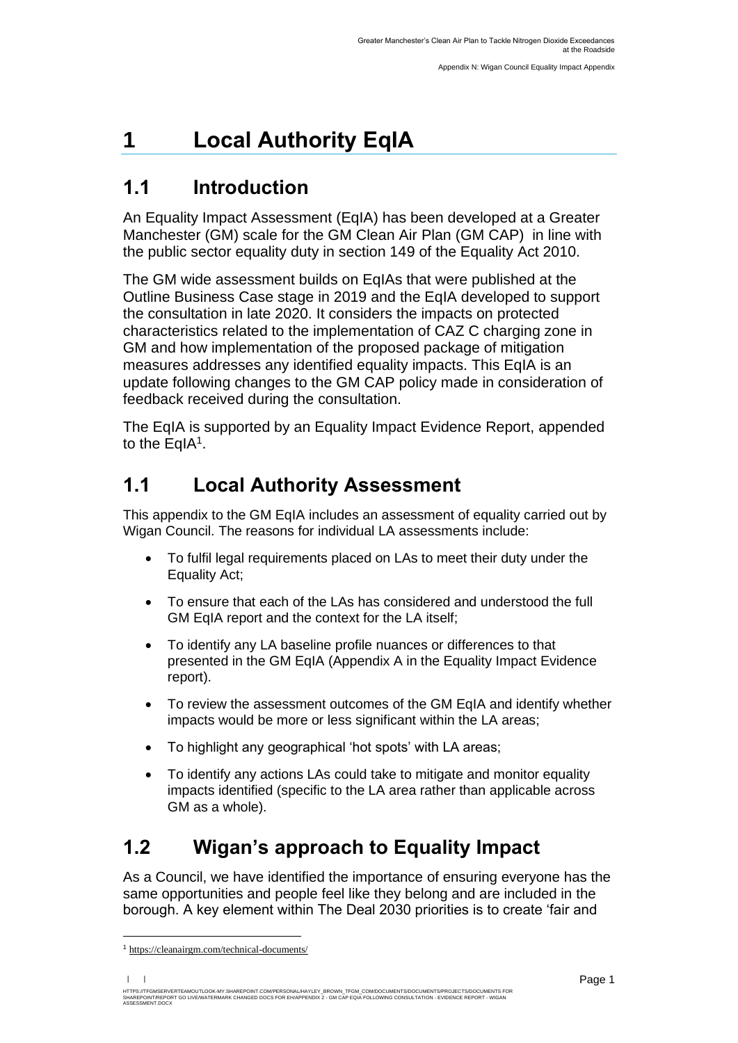# 1 Local Authority EqIA

## 1.1 Introduction

An Equality Impact Assessment (EqIA) has been developed at a Greater Manchester (GM) scale for the GM Clean Air Plan (GM CAP) in line with the public sector equality duty in section 149 of the Equality Act 2010.

The GM wide assessment builds on EqIAs that were published at the Outline Business Case stage in 2019 and the EqIA developed to support the consultation in late 2020. It considers the impacts on protected characteristics related to the implementation of CAZ C charging zone in GM and how implementation of the proposed package of mitigation measures addresses any identified equality impacts. This EqIA is an update following changes to the GM CAP policy made in consideration of feedback received during the consultation.

The EqIA is supported by an Equality Impact Evidence Report, appended to the EqIA[1].

## 1.1 Local Authority Assessment

This appendix to the GM EqIA includes an assessment of equality carried out by Wigan Council. The reasons for individual LA assessments include:

- To fulfil legal requirements placed on LAs to meet their duty under the Equality Act;
- To ensure that each of the LAs has considered and understood the full GM EqIA report and the context for the LA itself;
- To identify any LA baseline profile nuances or differences to that presented in the GM EqIA (Appendix A in the Equality Impact Evidence report).
- To review the assessment outcomes of the GM EqIA and identify whether impacts would be more or less significant within the LA areas;
- To highlight any geographical 'hot spots' with LA areas;
- To identify any actions LAs could take to mitigate and monitor equality impacts identified (specific to the LA area rather than applicable across GM as a whole).

## 1.2 Wigan's approach to Equality Impact

As a Council, we have identified the importance of ensuring everyone has the same opportunities and people feel like they belong and are included in the borough. A key element within The Deal 2030 priorities is to create 'fair and

[1] https://cleanairgm.com/technical-documents/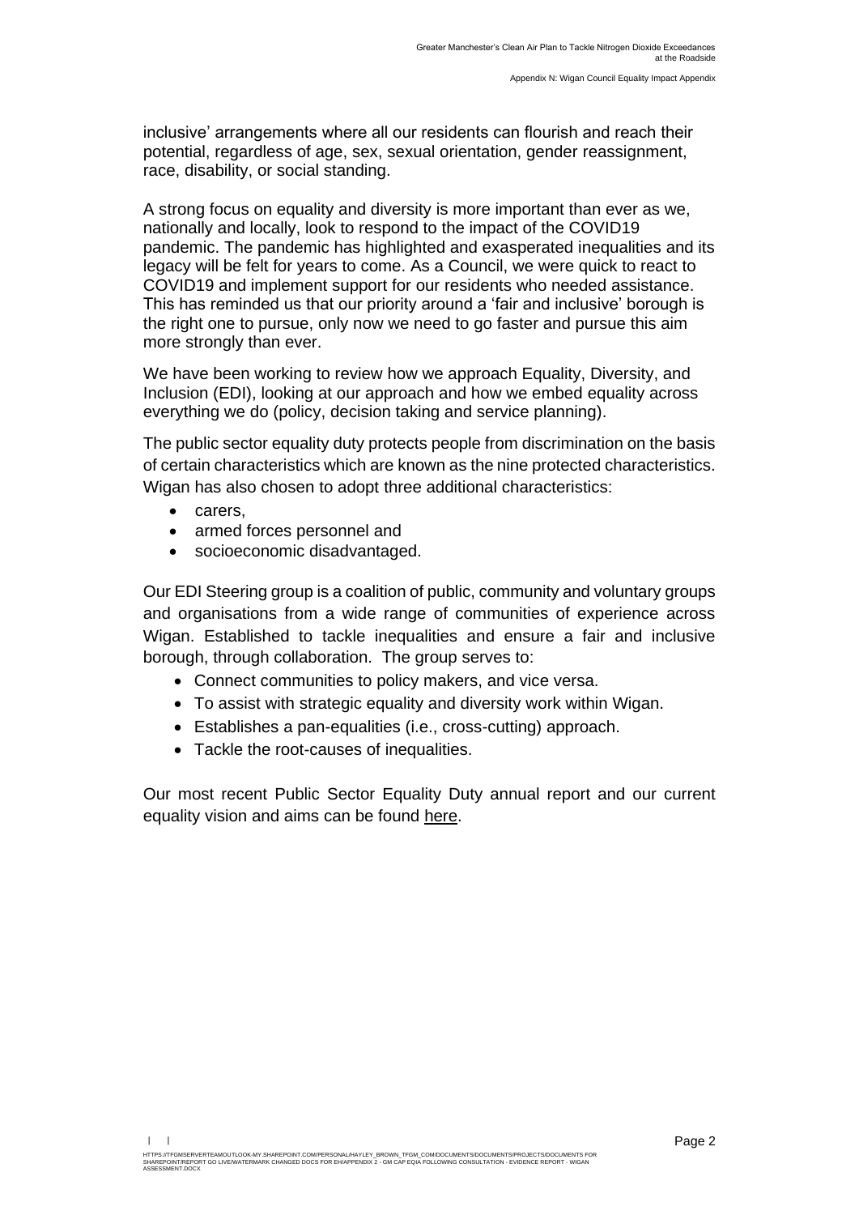inclusive' arrangements where all our residents can flourish and reach their potential, regardless of age, sex, sexual orientation, gender reassignment, race, disability, or social standing.

A strong focus on equality and diversity is more important than ever as we, nationally and locally, look to respond to the impact of the COVID19 pandemic. The pandemic has highlighted and exasperated inequalities and its legacy will be felt for years to come. As a Council, we were quick to react to COVID19 and implement support for our residents who needed assistance. This has reminded us that our priority around a 'fair and inclusive' borough is the right one to pursue, only now we need to go faster and pursue this aim more strongly than ever.

We have been working to review how we approach Equality, Diversity, and Inclusion (EDI), looking at our approach and how we embed equality across everything we do (policy, decision taking and service planning).

The public sector equality duty protects people from discrimination on the basis of certain characteristics which are known as the nine protected characteristics. Wigan has also chosen to adopt three additional characteristics:

- carers,
- armed forces personnel and
- socioeconomic disadvantaged.

Our EDI Steering group is a coalition of public, community and voluntary groups and organisations from a wide range of communities of experience across Wigan. Established to tackle inequalities and ensure a fair and inclusive borough, through collaboration. The group serves to:

- Connect communities to policy makers, and vice versa.
- To assist with strategic equality and diversity work within Wigan.
- Establishes a pan-equalities (i.e., cross-cutting) approach.
- Tackle the root-causes of inequalities.

Our most recent Public Sector Equality Duty annual report and our current equality vision and aims can be found here.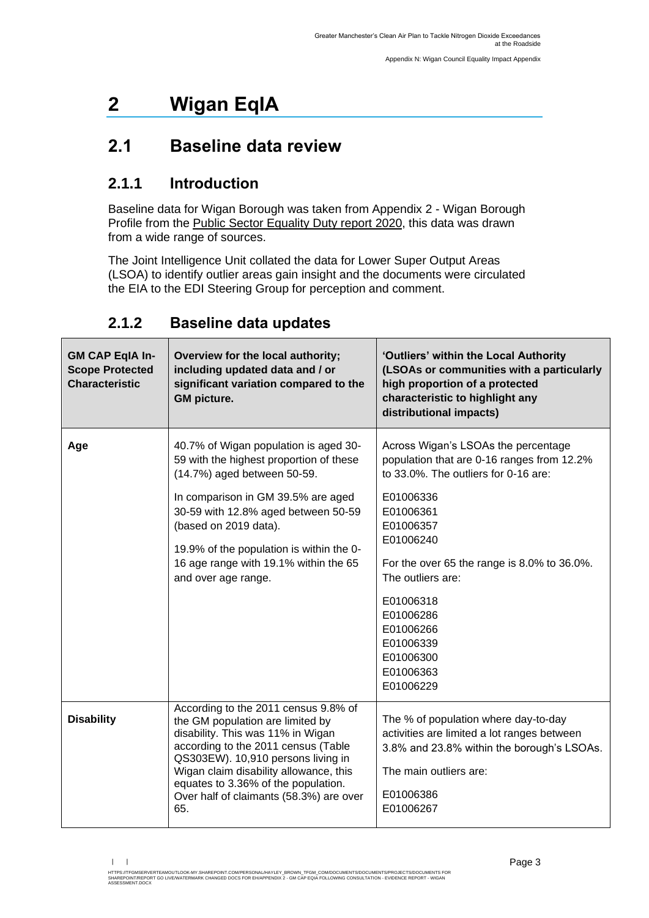# 2 Wigan EqIA

## 2.1 Baseline data review

### 2.1.1 Introduction

Baseline data for Wigan Borough was taken from Appendix 2 - Wigan Borough Profile from the Public Sector Equality Duty report 2020, this data was drawn from a wide range of sources.

The Joint Intelligence Unit collated the data for Lower Super Output Areas (LSOA) to identify outlier areas gain insight and the documents were circulated the EIA to the EDI Steering Group for perception and comment.

### 2.1.2 Baseline data updates

| GM CAP EqIA In-Scope Protected Characteristic | Overview for the local authority; including updated data and / or significant variation compared to the GM picture. | 'Outliers' within the Local Authority (LSOAs or communities with a particularly high proportion of a protected characteristic to highlight any distributional impacts) |
| --- | --- | --- |
| **Age** | 40.7% of Wigan population is aged 30-59 with the highest proportion of these (14.7%) aged between 50-59.<br><br>In comparison in GM 39.5% are aged 30-59 with 12.8% aged between 50-59 (based on 2019 data).<br><br>19.9% of the population is within the 0-16 age range with 19.1% within the 65 and over age range. | Across Wigan's LSOAs the percentage population that are 0-16 ranges from 12.2% to 33.0%. The outliers for 0-16 are:<br><br>E01006336<br>E01006361<br>E01006357<br>E01006240<br><br>For the over 65 the range is 8.0% to 36.0%. The outliers are:<br><br>E01006318<br>E01006286<br>E01006266<br>E01006339<br>E01006300<br>E01006363<br>E01006229 |
| **Disability** | According to the 2011 census 9.8% of the GM population are limited by disability. This was 11% in Wigan according to the 2011 census (Table QS303EW). 10,910 persons living in Wigan claim disability allowance, this equates to 3.36% of the population. Over half of claimants (58.3%) are over 65. | The % of population where day-to-day activities are limited a lot ranges between 3.8% and 23.8% within the borough's LSOAs.<br><br>The main outliers are:<br><br>E01006386<br>E01006267 |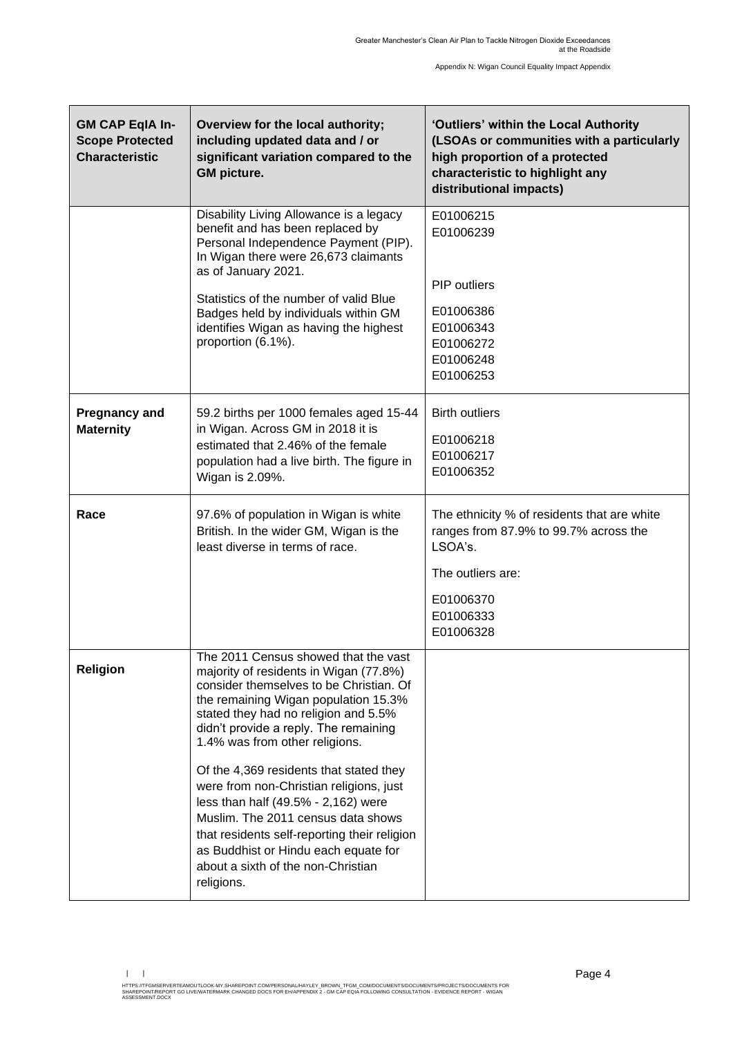| GM CAP EqIA In-Scope Protected Characteristic | Overview for the local authority; including updated data and / or significant variation compared to the GM picture. | 'Outliers' within the Local Authority (LSOAs or communities with a particularly high proportion of a protected characteristic to highlight any distributional impacts) |
|---|---|---|
| | Disability Living Allowance is a legacy benefit and has been replaced by Personal Independence Payment (PIP). In Wigan there were 26,673 claimants as of January 2021.<br><br>Statistics of the number of valid Blue Badges held by individuals within GM identifies Wigan as having the highest proportion (6.1%). | E01006215<br>E01006239<br><br>PIP outliers<br><br>E01006386<br>E01006343<br>E01006272<br>E01006248<br>E01006253 |
| **Pregnancy and Maternity** | 59.2 births per 1000 females aged 15-44 in Wigan. Across GM in 2018 it is estimated that 2.46% of the female population had a live birth. The figure in Wigan is 2.09%. | Birth outliers<br><br>E01006218<br>E01006217<br>E01006352 |
| **Race** | 97.6% of population in Wigan is white British. In the wider GM, Wigan is the least diverse in terms of race. | The ethnicity % of residents that are white ranges from 87.9% to 99.7% across the LSOA's.<br><br>The outliers are:<br><br>E01006370<br>E01006333<br>E01006328 |
| **Religion** | The 2011 Census showed that the vast majority of residents in Wigan (77.8%) consider themselves to be Christian. Of the remaining Wigan population 15.3% stated they had no religion and 5.5% didn't provide a reply. The remaining 1.4% was from other religions.<br><br>Of the 4,369 residents that stated they were from non-Christian religions, just less than half (49.5% - 2,162) were Muslim. The 2011 census data shows that residents self-reporting their religion as Buddhist or Hindu each equate for about a sixth of the non-Christian religions. | |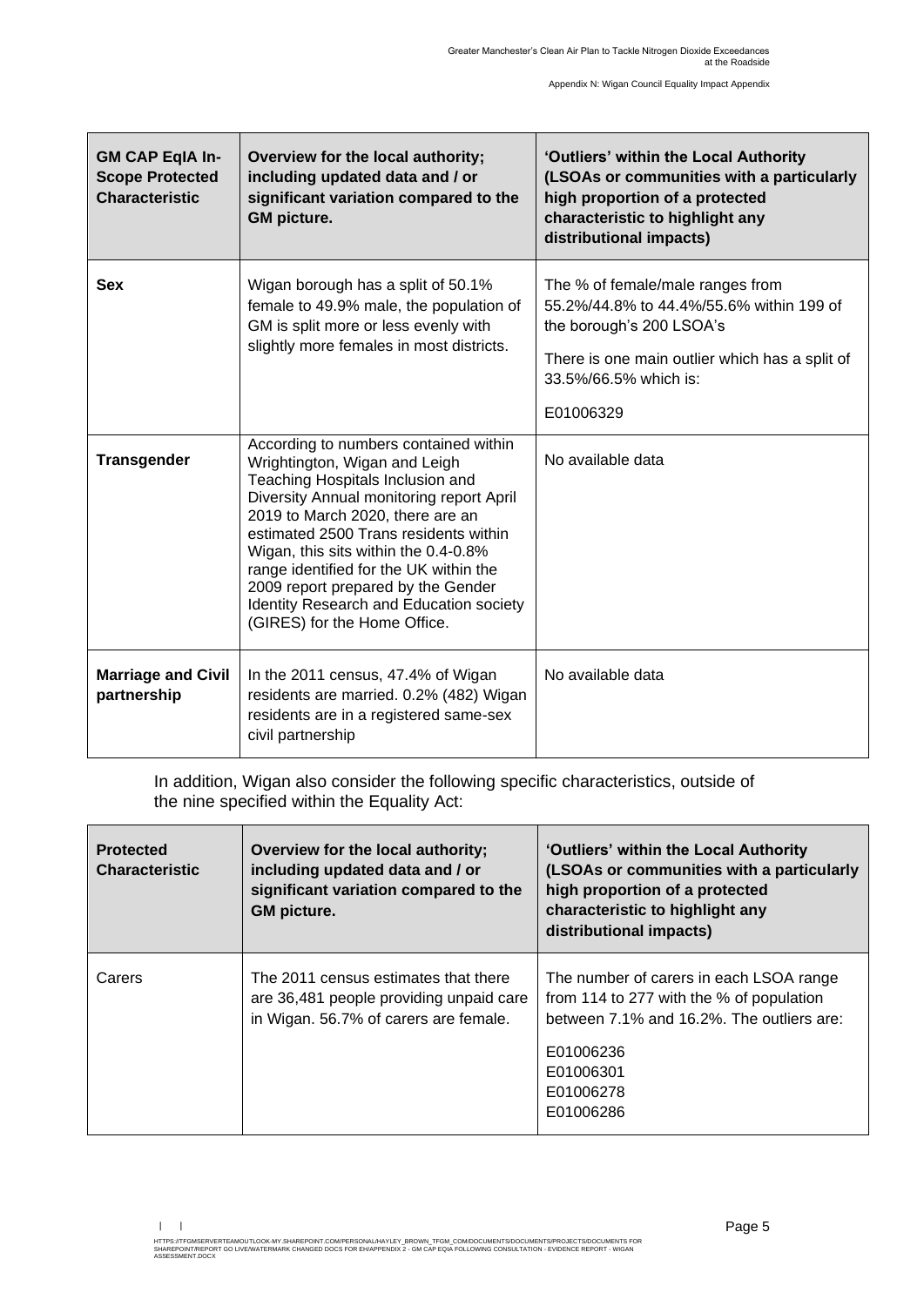| GM CAP EqIA In-Scope Protected Characteristic | Overview for the local authority; including updated data and / or significant variation compared to the GM picture. | 'Outliers' within the Local Authority (LSOAs or communities with a particularly high proportion of a protected characteristic to highlight any distributional impacts) |
|---|---|---|
| **Sex** | Wigan borough has a split of 50.1% female to 49.9% male, the population of GM is split more or less evenly with slightly more females in most districts. | The % of female/male ranges from 55.2%/44.8% to 44.4%/55.6% within 199 of the borough's 200 LSOA's<br><br>There is one main outlier which has a split of 33.5%/66.5% which is:<br><br>E01006329 |
| **Transgender** | According to numbers contained within Wrightington, Wigan and Leigh Teaching Hospitals Inclusion and Diversity Annual monitoring report April 2019 to March 2020, there are an estimated 2500 Trans residents within Wigan, this sits within the 0.4-0.8% range identified for the UK within the 2009 report prepared by the Gender Identity Research and Education society (GIRES) for the Home Office. | No available data |
| **Marriage and Civil partnership** | In the 2011 census, 47.4% of Wigan residents are married. 0.2% (482) Wigan residents are in a registered same-sex civil partnership | No available data |

In addition, Wigan also consider the following specific characteristics, outside of the nine specified within the Equality Act:

| Protected Characteristic | Overview for the local authority; including updated data and / or significant variation compared to the GM picture. | 'Outliers' within the Local Authority (LSOAs or communities with a particularly high proportion of a protected characteristic to highlight any distributional impacts) |
|---|---|---|
| Carers | The 2011 census estimates that there are 36,481 people providing unpaid care in Wigan. 56.7% of carers are female. | The number of carers in each LSOA range from 114 to 277 with the % of population between 7.1% and 16.2%. The outliers are:<br><br>E01006236<br>E01006301<br>E01006278<br>E01006286 |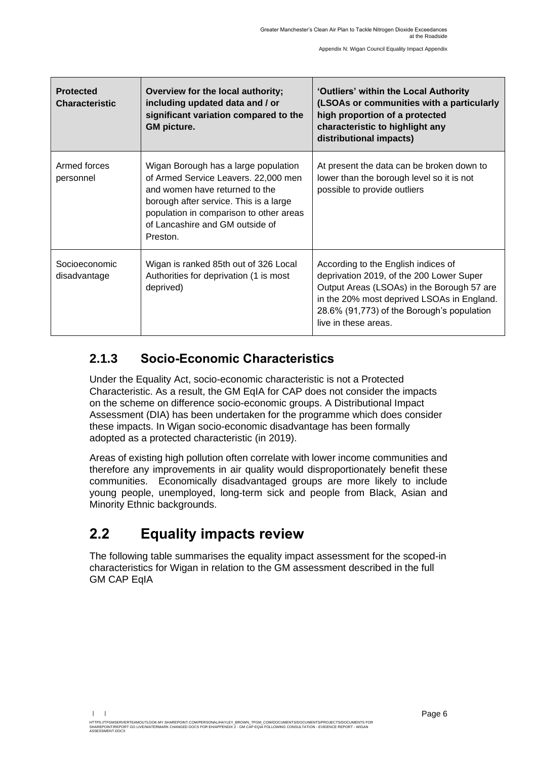| Protected Characteristic | Overview for the local authority; including updated data and / or significant variation compared to the GM picture. | 'Outliers' within the Local Authority (LSOAs or communities with a particularly high proportion of a protected characteristic to highlight any distributional impacts) |
|---|---|---|
| Armed forces personnel | Wigan Borough has a large population of Armed Service Leavers. 22,000 men and women have returned to the borough after service. This is a large population in comparison to other areas of Lancashire and GM outside of Preston. | At present the data can be broken down to lower than the borough level so it is not possible to provide outliers |
| Socioeconomic disadvantage | Wigan is ranked 85th out of 326 Local Authorities for deprivation (1 is most deprived) | According to the English indices of deprivation 2019, of the 200 Lower Super Output Areas (LSOAs) in the Borough 57 are in the 20% most deprived LSOAs in England. 28.6% (91,773) of the Borough's population live in these areas. |

### 2.1.3 Socio-Economic Characteristics

Under the Equality Act, socio-economic characteristic is not a Protected Characteristic. As a result, the GM EqIA for CAP does not consider the impacts on the scheme on difference socio-economic groups. A Distributional Impact Assessment (DIA) has been undertaken for the programme which does consider these impacts. In Wigan socio-economic disadvantage has been formally adopted as a protected characteristic (in 2019).

Areas of existing high pollution often correlate with lower income communities and therefore any improvements in air quality would disproportionately benefit these communities. Economically disadvantaged groups are more likely to include young people, unemployed, long-term sick and people from Black, Asian and Minority Ethnic backgrounds.

## 2.2 Equality impacts review

The following table summarises the equality impact assessment for the scoped-in characteristics for Wigan in relation to the GM assessment described in the full GM CAP EqIA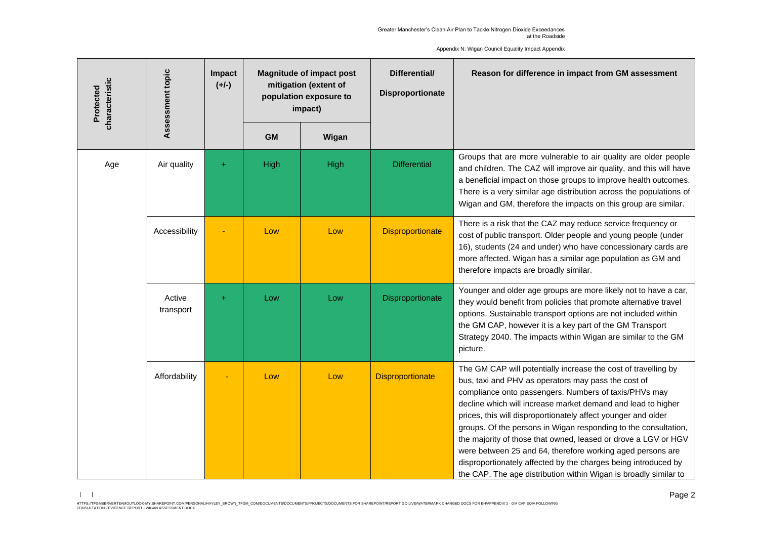| Protected characteristic | Assessment topic | Impact (+/-) | Magnitude of impact post mitigation (extent of population exposure to impact) | | Differential/ Disproportionate | Reason for difference in impact from GM assessment |
|---|---|---|---|---|---|---|
| | | | GM | Wigan | | |
| Age | Air quality | + | High | High | Differential | Groups that are more vulnerable to air quality are older people and children. The CAZ will improve air quality, and this will have a beneficial impact on those groups to improve health outcomes. There is a very similar age distribution across the populations of Wigan and GM, therefore the impacts on this group are similar. |
| | Accessibility | - | Low | Low | Disproportionate | There is a risk that the CAZ may reduce service frequency or cost of public transport. Older people and young people (under 16), students (24 and under) who have concessionary cards are more affected. Wigan has a similar age population as GM and therefore impacts are broadly similar. |
| | Active transport | + | Low | Low | Disproportionate | Younger and older age groups are more likely not to have a car, they would benefit from policies that promote alternative travel options. Sustainable transport options are not included within the GM CAP, however it is a key part of the GM Transport Strategy 2040. The impacts within Wigan are similar to the GM picture. |
| | Affordability | - | Low | Low | Disproportionate | The GM CAP will potentially increase the cost of travelling by bus, taxi and PHV as operators may pass the cost of compliance onto passengers. Numbers of taxis/PHVs may decline which will increase market demand and lead to higher prices, this will disproportionately affect younger and older groups. Of the persons in Wigan responding to the consultation, the majority of those that owned, leased or drove a LGV or HGV were between 25 and 64, therefore working aged persons are disproportionately affected by the charges being introduced by the CAP. The age distribution within Wigan is broadly similar to |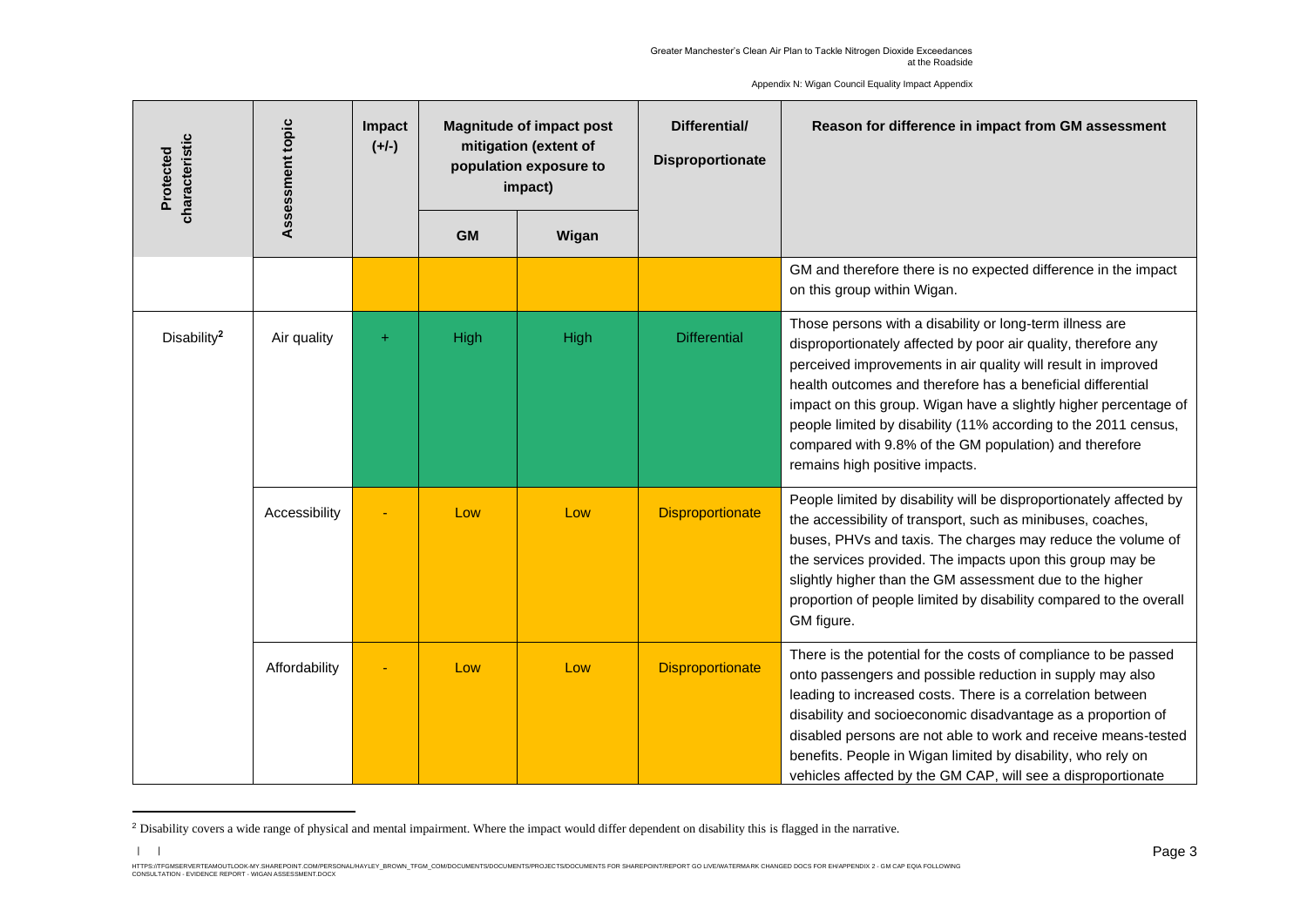| Protected characteristic | Assessment topic | Impact (+/-) | Magnitude of impact post mitigation (extent of population exposure to impact) | | Differential/ Disproportionate | Reason for difference in impact from GM assessment |
|---|---|---|---|---|---|---|
| | | | GM | Wigan | | |
| | | | | | | GM and therefore there is no expected difference in the impact on this group within Wigan. |
| Disability[2] | Air quality | + | High | High | Differential | Those persons with a disability or long-term illness are disproportionately affected by poor air quality, therefore any perceived improvements in air quality will result in improved health outcomes and therefore has a beneficial differential impact on this group. Wigan have a slightly higher percentage of people limited by disability (11% according to the 2011 census, compared with 9.8% of the GM population) and therefore remains high positive impacts. |
| | Accessibility | - | Low | Low | Disproportionate | People limited by disability will be disproportionately affected by the accessibility of transport, such as minibuses, coaches, buses, PHVs and taxis. The charges may reduce the volume of the services provided. The impacts upon this group may be slightly higher than the GM assessment due to the higher proportion of people limited by disability compared to the overall GM figure. |
| | Affordability | - | Low | Low | Disproportionate | There is the potential for the costs of compliance to be passed onto passengers and possible reduction in supply may also leading to increased costs. There is a correlation between disability and socioeconomic disadvantage as a proportion of disabled persons are not able to work and receive means-tested benefits. People in Wigan limited by disability, who rely on vehicles affected by the GM CAP, will see a disproportionate |

[2] Disability covers a wide range of physical and mental impairment. Where the impact would differ dependent on disability this is flagged in the narrative.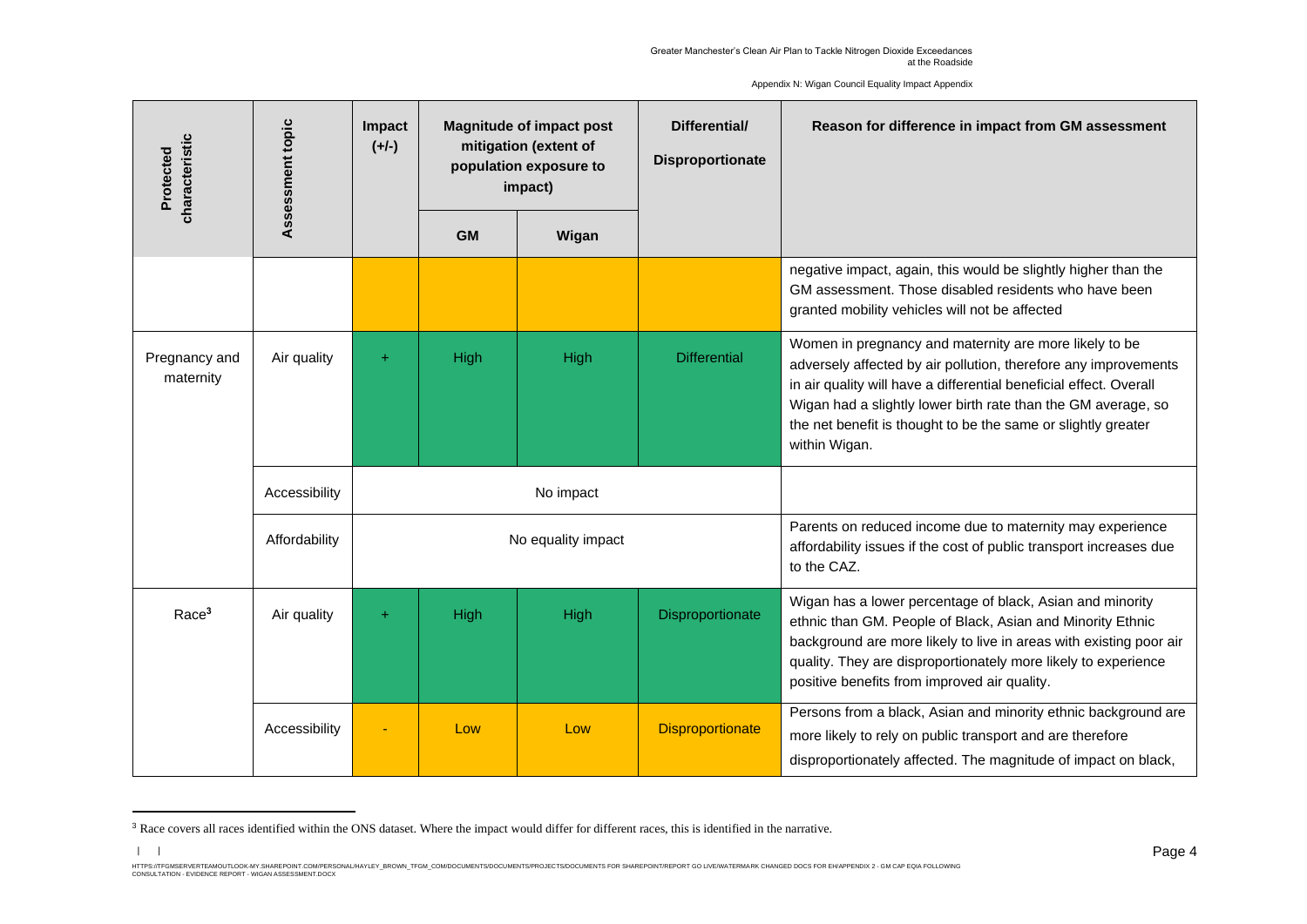| Protected characteristic | Assessment topic | Impact (+/-) | Magnitude of impact post mitigation (extent of population exposure to impact) | | Differential/ Disproportionate | Reason for difference in impact from GM assessment |
|---|---|---|---|---|---|---|
| | | | GM | Wigan | | |
| | | | | | | negative impact, again, this would be slightly higher than the GM assessment. Those disabled residents who have been granted mobility vehicles will not be affected |
| Pregnancy and maternity | Air quality | + | High | High | Differential | Women in pregnancy and maternity are more likely to be adversely affected by air pollution, therefore any improvements in air quality will have a differential beneficial effect. Overall Wigan had a slightly lower birth rate than the GM average, so the net benefit is thought to be the same or slightly greater within Wigan. |
| | Accessibility | No impact | | | | |
| | Affordability | No equality impact | | | | Parents on reduced income due to maternity may experience affordability issues if the cost of public transport increases due to the CAZ. |
| Race[3] | Air quality | + | High | High | Disproportionate | Wigan has a lower percentage of black, Asian and minority ethnic than GM. People of Black, Asian and Minority Ethnic background are more likely to live in areas with existing poor air quality. They are disproportionately more likely to experience positive benefits from improved air quality. |
| | Accessibility | - | Low | Low | Disproportionate | Persons from a black, Asian and minority ethnic background are more likely to rely on public transport and are therefore disproportionately affected. The magnitude of impact on black, |

[3] Race covers all races identified within the ONS dataset. Where the impact would differ for different races, this is identified in the narrative.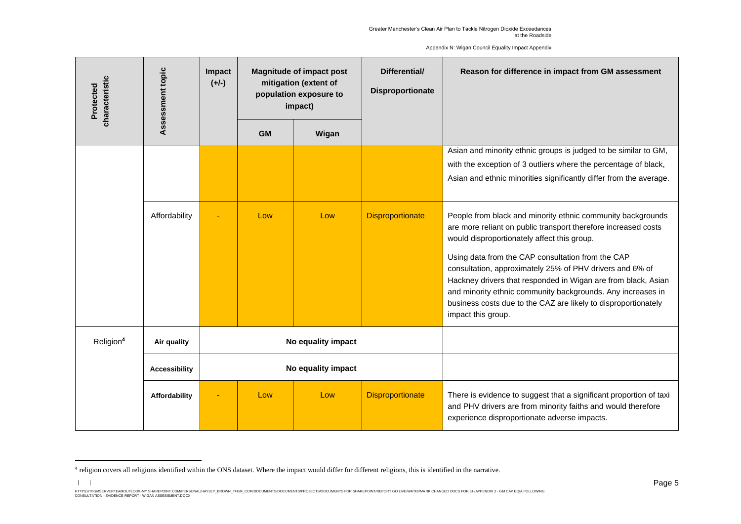| Protected characteristic | Assessment topic | Impact (+/-) | Magnitude of impact post mitigation (extent of population exposure to impact) | | Differential/ Disproportionate | Reason for difference in impact from GM assessment |
|---|---|---|---|---|---|---|
| | | | GM | Wigan | | |
| | | | | | | Asian and minority ethnic groups is judged to be similar to GM, with the exception of 3 outliers where the percentage of black, Asian and ethnic minorities significantly differ from the average. |
| | Affordability | - | Low | Low | Disproportionate | People from black and minority ethnic community backgrounds are more reliant on public transport therefore increased costs would disproportionately affect this group.<br><br>Using data from the CAP consultation from the CAP consultation, approximately 25% of PHV drivers and 6% of Hackney drivers that responded in Wigan are from black, Asian and minority ethnic community backgrounds. Any increases in business costs due to the CAZ are likely to disproportionately impact this group. |
| Religion[4] | **Air quality** | No equality impact | | | | |
| | **Accessibility** | No equality impact | | | | |
| | **Affordability** | - | Low | Low | Disproportionate | There is evidence to suggest that a significant proportion of taxi and PHV drivers are from minority faiths and would therefore experience disproportionate adverse impacts. |

[4] religion covers all religions identified within the ONS dataset. Where the impact would differ for different religions, this is identified in the narrative.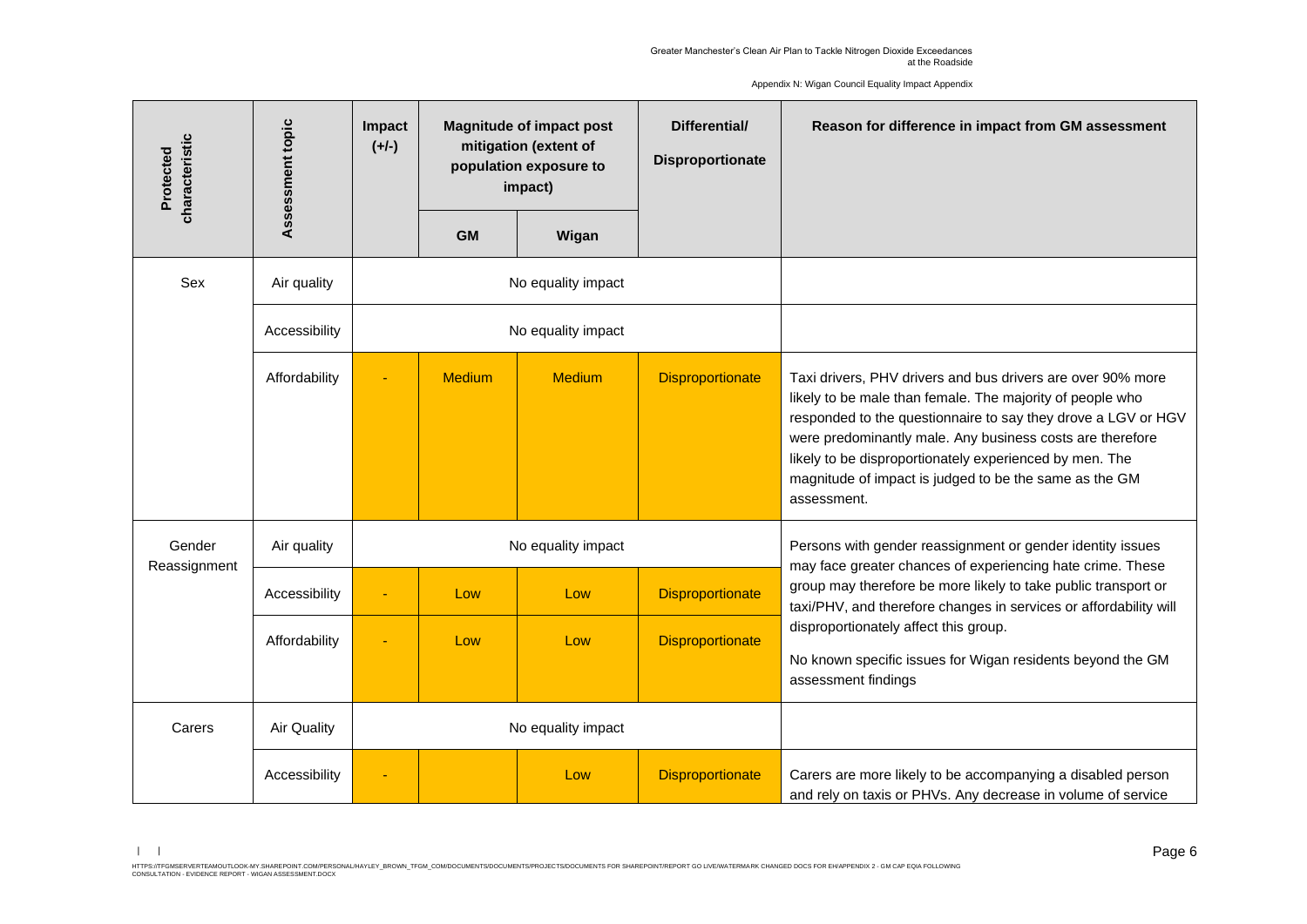| Protected characteristic | Assessment topic | Impact (+/-) | Magnitude of impact post mitigation (extent of population exposure to impact) | | Differential/ Disproportionate | Reason for difference in impact from GM assessment |
|---|---|---|---|---|---|---|
| | | | GM | Wigan | | |
| Sex | Air quality | No equality impact | | | | |
| | Accessibility | No equality impact | | | | |
| | Affordability | - | Medium | Medium | Disproportionate | Taxi drivers, PHV drivers and bus drivers are over 90% more likely to be male than female. The majority of people who responded to the questionnaire to say they drove a LGV or HGV were predominantly male. Any business costs are therefore likely to be disproportionately experienced by men. The magnitude of impact is judged to be the same as the GM assessment. |
| Gender Reassignment | Air quality | No equality impact | | | | Persons with gender reassignment or gender identity issues may face greater chances of experiencing hate crime. These group may therefore be more likely to take public transport or taxi/PHV, and therefore changes in services or affordability will disproportionately affect this group.<br><br>No known specific issues for Wigan residents beyond the GM assessment findings |
| | Accessibility | - | Low | Low | Disproportionate | |
| | Affordability | - | Low | Low | Disproportionate | |
| Carers | Air Quality | No equality impact | | | | |
| | Accessibility | - | | Low | Disproportionate | Carers are more likely to be accompanying a disabled person and rely on taxis or PHVs. Any decrease in volume of service |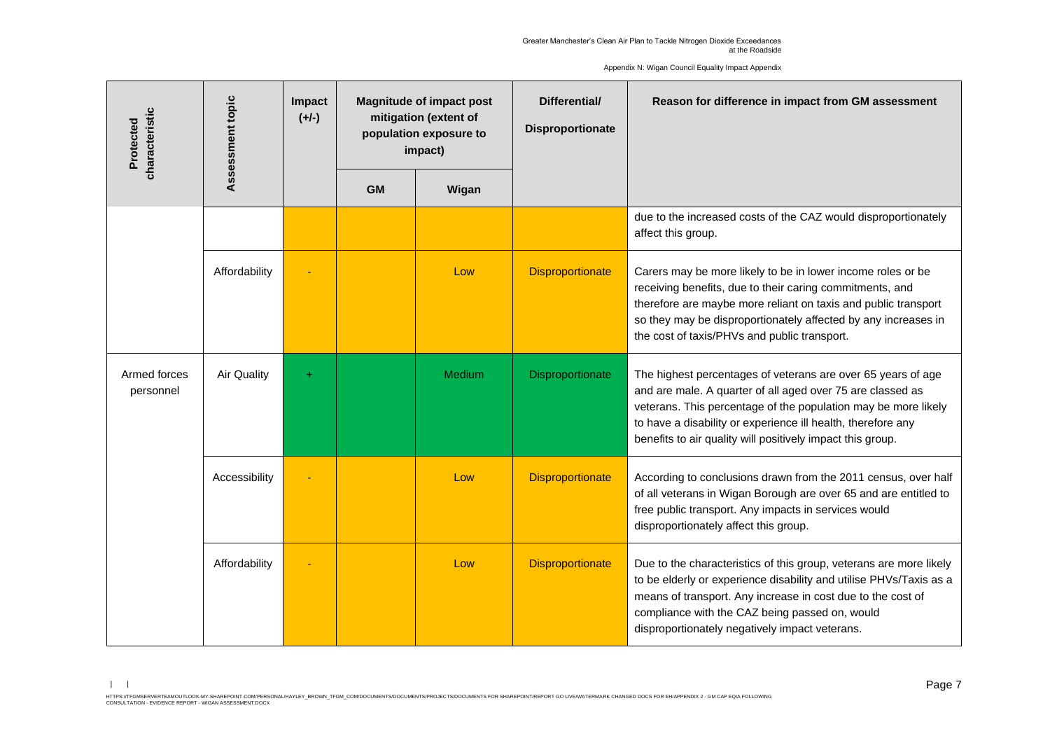| Protected characteristic | Assessment topic | Impact (+/-) | Magnitude of impact post mitigation (extent of population exposure to impact) | | Differential/ Disproportionate | Reason for difference in impact from GM assessment |
|---|---|---|---|---|---|---|
| | | | GM | Wigan | | |
| | | | | | | due to the increased costs of the CAZ would disproportionately affect this group. |
| | Affordability | - | | Low | Disproportionate | Carers may be more likely to be in lower income roles or be receiving benefits, due to their caring commitments, and therefore are maybe more reliant on taxis and public transport so they may be disproportionately affected by any increases in the cost of taxis/PHVs and public transport. |
| Armed forces personnel | Air Quality | + | | Medium | Disproportionate | The highest percentages of veterans are over 65 years of age and are male. A quarter of all aged over 75 are classed as veterans. This percentage of the population may be more likely to have a disability or experience ill health, therefore any benefits to air quality will positively impact this group. |
| | Accessibility | - | | Low | Disproportionate | According to conclusions drawn from the 2011 census, over half of all veterans in Wigan Borough are over 65 and are entitled to free public transport. Any impacts in services would disproportionately affect this group. |
| | Affordability | - | | Low | Disproportionate | Due to the characteristics of this group, veterans are more likely to be elderly or experience disability and utilise PHVs/Taxis as a means of transport. Any increase in cost due to the cost of compliance with the CAZ being passed on, would disproportionately negatively impact veterans. |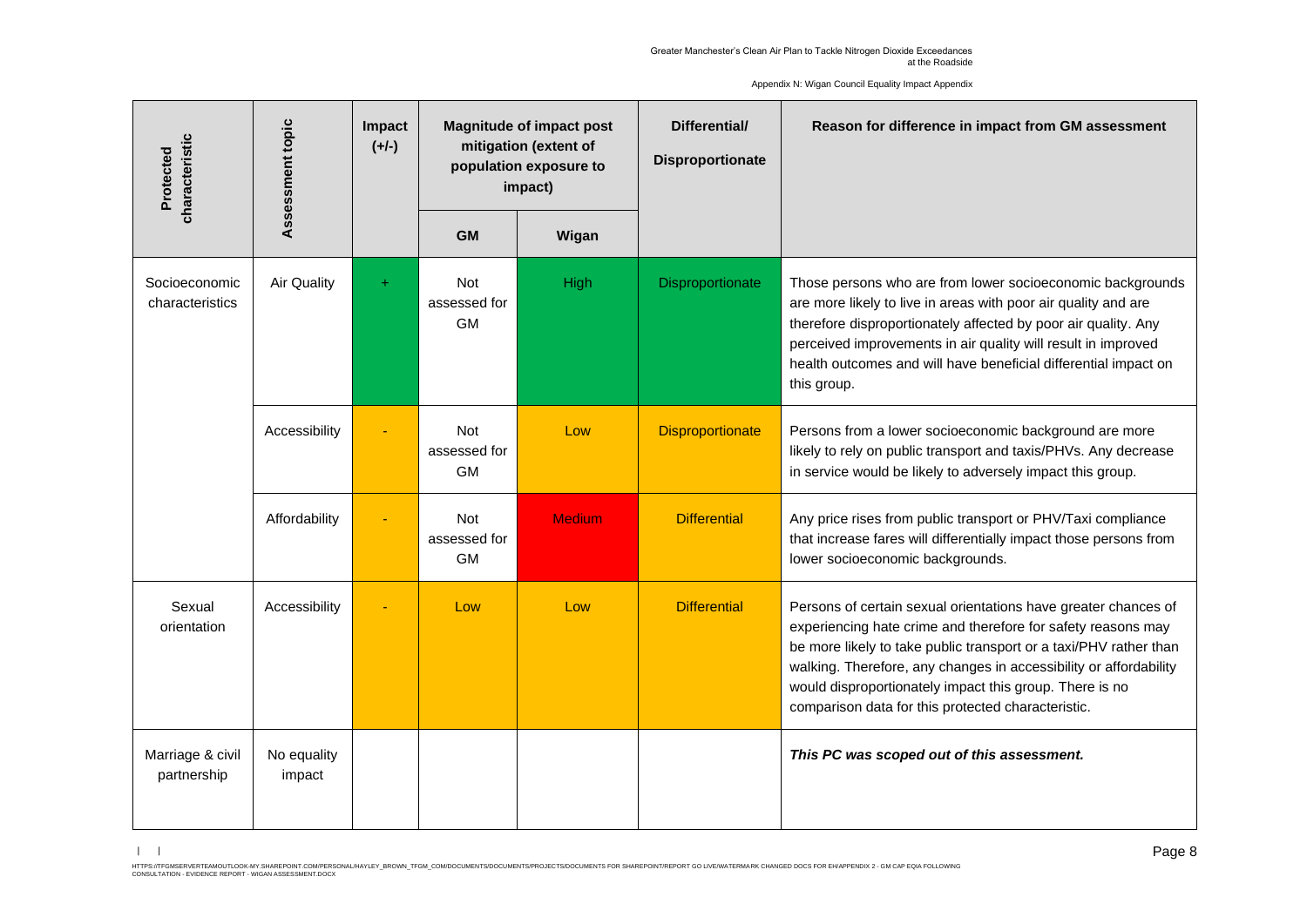| Protected characteristic | Assessment topic | Impact (+/-) | Magnitude of impact post mitigation (extent of population exposure to impact) | | Differential/ Disproportionate | Reason for difference in impact from GM assessment |
|---|---|---|---|---|---|---|
| | | | GM | Wigan | | |
| Socioeconomic characteristics | Air Quality | + | Not assessed for GM | High | Disproportionate | Those persons who are from lower socioeconomic backgrounds are more likely to live in areas with poor air quality and are therefore disproportionately affected by poor air quality. Any perceived improvements in air quality will result in improved health outcomes and will have beneficial differential impact on this group. |
| | Accessibility | - | Not assessed for GM | Low | Disproportionate | Persons from a lower socioeconomic background are more likely to rely on public transport and taxis/PHVs. Any decrease in service would be likely to adversely impact this group. |
| | Affordability | - | Not assessed for GM | Medium | Differential | Any price rises from public transport or PHV/Taxi compliance that increase fares will differentially impact those persons from lower socioeconomic backgrounds. |
| Sexual orientation | Accessibility | - | Low | Low | Differential | Persons of certain sexual orientations have greater chances of experiencing hate crime and therefore for safety reasons may be more likely to take public transport or a taxi/PHV rather than walking. Therefore, any changes in accessibility or affordability would disproportionately impact this group. There is no comparison data for this protected characteristic. |
| Marriage & civil partnership | No equality impact | | | | | ***This PC was scoped out of this assessment.*** |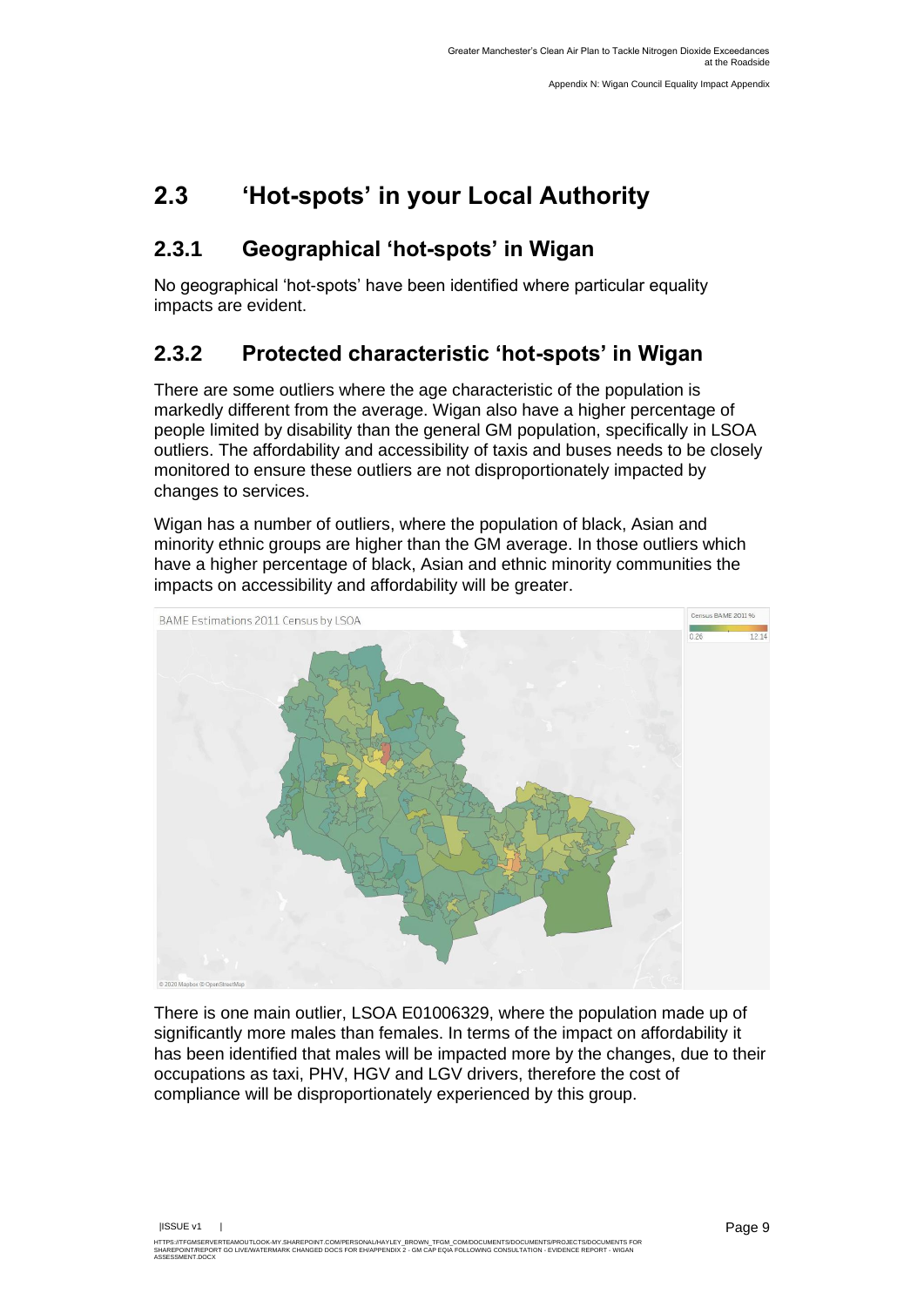## 2.3 'Hot-spots' in your Local Authority

### 2.3.1 Geographical 'hot-spots' in Wigan

No geographical 'hot-spots' have been identified where particular equality impacts are evident.

### 2.3.2 Protected characteristic 'hot-spots' in Wigan

There are some outliers where the age characteristic of the population is markedly different from the average. Wigan also have a higher percentage of people limited by disability than the general GM population, specifically in LSOA outliers. The affordability and accessibility of taxis and buses needs to be closely monitored to ensure these outliers are not disproportionately impacted by changes to services.

Wigan has a number of outliers, where the population of black, Asian and minority ethnic groups are higher than the GM average. In those outliers which have a higher percentage of black, Asian and ethnic minority communities the impacts on accessibility and affordability will be greater.

There is one main outlier, LSOA E01006329, where the population made up of significantly more males than females. In terms of the impact on affordability it has been identified that males will be impacted more by the changes, due to their occupations as taxi, PHV, HGV and LGV drivers, therefore the cost of compliance will be disproportionately experienced by this group.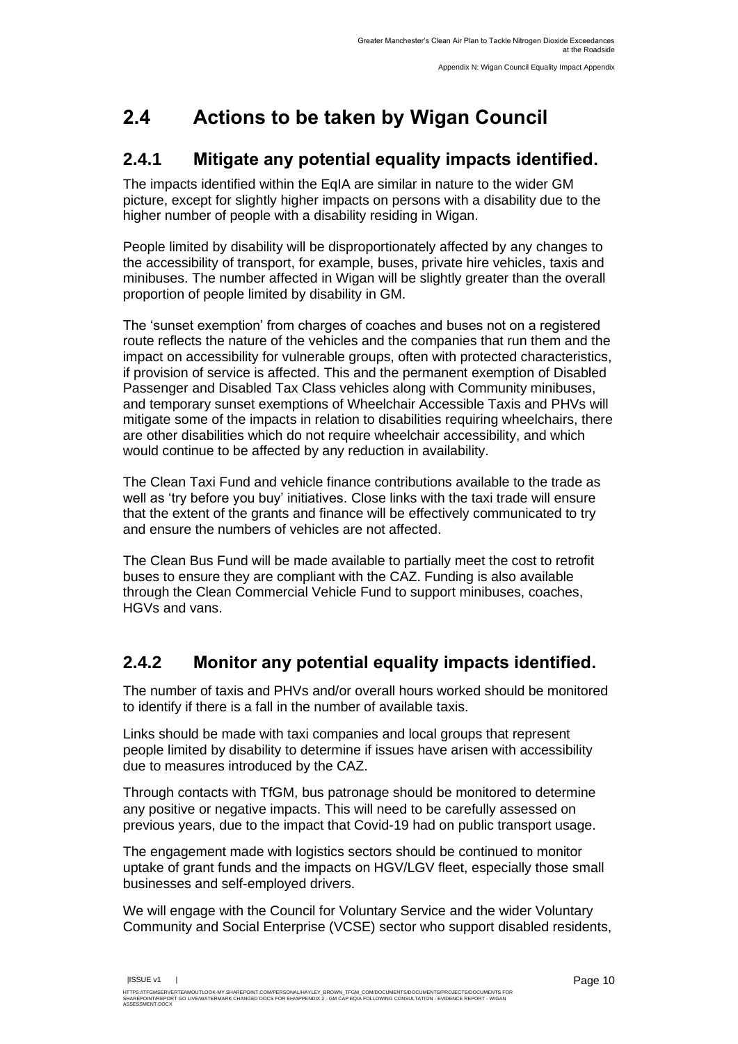## 2.4 Actions to be taken by Wigan Council

### 2.4.1 Mitigate any potential equality impacts identified.

The impacts identified within the EqIA are similar in nature to the wider GM picture, except for slightly higher impacts on persons with a disability due to the higher number of people with a disability residing in Wigan.

People limited by disability will be disproportionately affected by any changes to the accessibility of transport, for example, buses, private hire vehicles, taxis and minibuses. The number affected in Wigan will be slightly greater than the overall proportion of people limited by disability in GM.

The 'sunset exemption' from charges of coaches and buses not on a registered route reflects the nature of the vehicles and the companies that run them and the impact on accessibility for vulnerable groups, often with protected characteristics, if provision of service is affected. This and the permanent exemption of Disabled Passenger and Disabled Tax Class vehicles along with Community minibuses, and temporary sunset exemptions of Wheelchair Accessible Taxis and PHVs will mitigate some of the impacts in relation to disabilities requiring wheelchairs, there are other disabilities which do not require wheelchair accessibility, and which would continue to be affected by any reduction in availability.

The Clean Taxi Fund and vehicle finance contributions available to the trade as well as 'try before you buy' initiatives. Close links with the taxi trade will ensure that the extent of the grants and finance will be effectively communicated to try and ensure the numbers of vehicles are not affected.

The Clean Bus Fund will be made available to partially meet the cost to retrofit buses to ensure they are compliant with the CAZ. Funding is also available through the Clean Commercial Vehicle Fund to support minibuses, coaches, HGVs and vans.

### 2.4.2 Monitor any potential equality impacts identified.

The number of taxis and PHVs and/or overall hours worked should be monitored to identify if there is a fall in the number of available taxis.

Links should be made with taxi companies and local groups that represent people limited by disability to determine if issues have arisen with accessibility due to measures introduced by the CAZ.

Through contacts with TfGM, bus patronage should be monitored to determine any positive or negative impacts. This will need to be carefully assessed on previous years, due to the impact that Covid-19 had on public transport usage.

The engagement made with logistics sectors should be continued to monitor uptake of grant funds and the impacts on HGV/LGV fleet, especially those small businesses and self-employed drivers.

We will engage with the Council for Voluntary Service and the wider Voluntary Community and Social Enterprise (VCSE) sector who support disabled residents,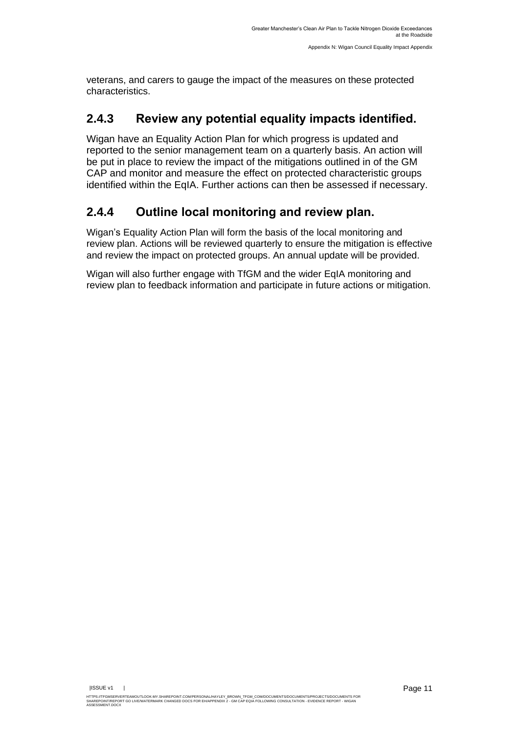veterans, and carers to gauge the impact of the measures on these protected characteristics.

### 2.4.3 Review any potential equality impacts identified.

Wigan have an Equality Action Plan for which progress is updated and reported to the senior management team on a quarterly basis. An action will be put in place to review the impact of the mitigations outlined in of the GM CAP and monitor and measure the effect on protected characteristic groups identified within the EqIA. Further actions can then be assessed if necessary.

### 2.4.4 Outline local monitoring and review plan.

Wigan's Equality Action Plan will form the basis of the local monitoring and review plan. Actions will be reviewed quarterly to ensure the mitigation is effective and review the impact on protected groups. An annual update will be provided.

Wigan will also further engage with TfGM and the wider EqIA monitoring and review plan to feedback information and participate in future actions or mitigation.